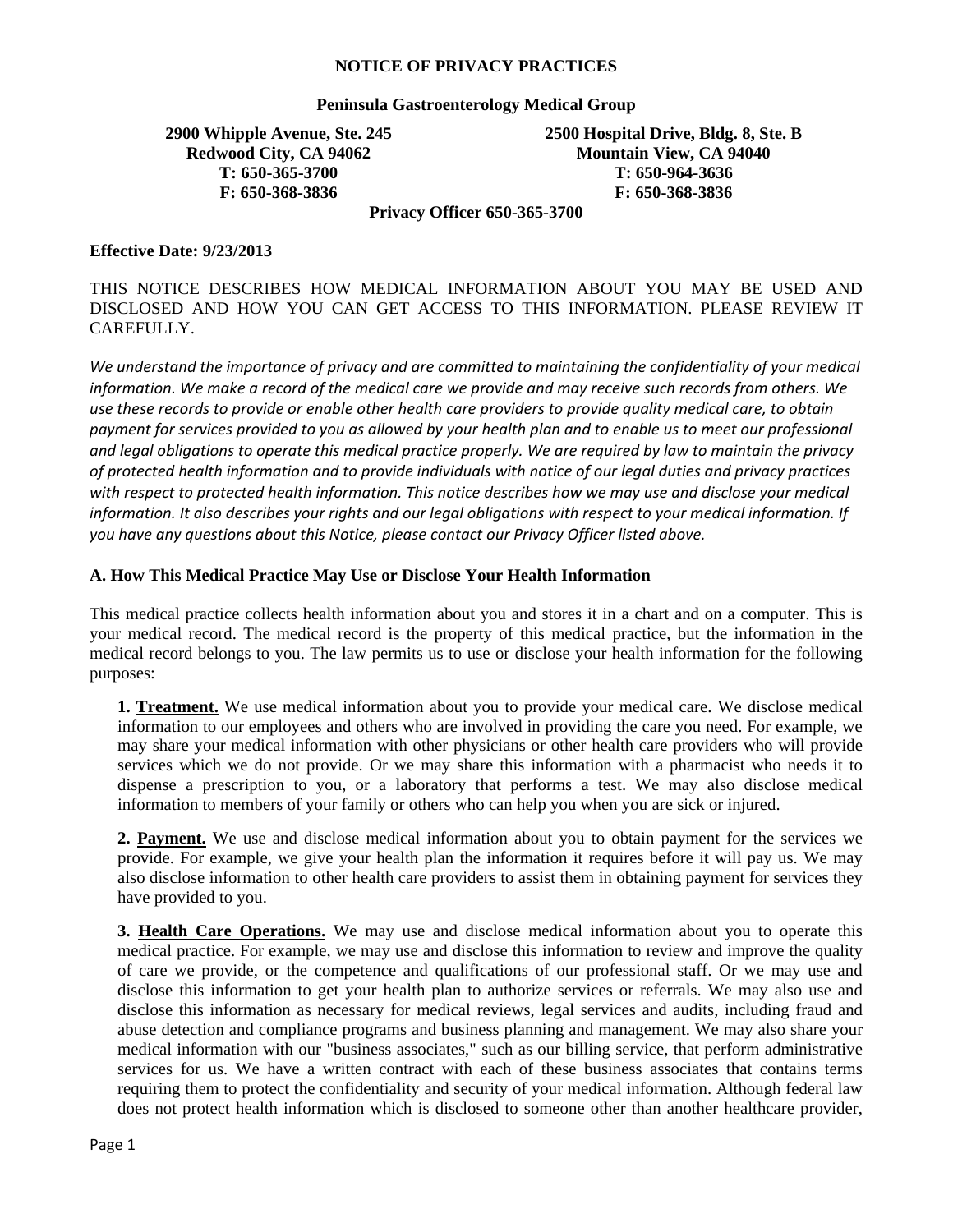# NOTICE OF PRIVACY PRACTICES

**Peninsula Gastroenterology Medical Group**

**2900 Whipple Avenue, Ste. 245**
**Redwood City, CA 94062**
**T: 650-365-3700**
**F: 650-368-3836**

**2500 Hospital Drive, Bldg. 8, Ste. B**
**Mountain View, CA 94040**
**T: 650-964-3636**
**F: 650-368-3836**

**Privacy Officer 650-365-3700**

**Effective Date: 9/23/2013**

THIS NOTICE DESCRIBES HOW MEDICAL INFORMATION ABOUT YOU MAY BE USED AND DISCLOSED AND HOW YOU CAN GET ACCESS TO THIS INFORMATION. PLEASE REVIEW IT CAREFULLY.

*We understand the importance of privacy and are committed to maintaining the confidentiality of your medical information. We make a record of the medical care we provide and may receive such records from others. We use these records to provide or enable other health care providers to provide quality medical care, to obtain payment for services provided to you as allowed by your health plan and to enable us to meet our professional and legal obligations to operate this medical practice properly. We are required by law to maintain the privacy of protected health information and to provide individuals with notice of our legal duties and privacy practices with respect to protected health information. This notice describes how we may use and disclose your medical information. It also describes your rights and our legal obligations with respect to your medical information. If you have any questions about this Notice, please contact our Privacy Officer listed above.*

## A. How This Medical Practice May Use or Disclose Your Health Information

This medical practice collects health information about you and stores it in a chart and on a computer. This is your medical record. The medical record is the property of this medical practice, but the information in the medical record belongs to you. The law permits us to use or disclose your health information for the following purposes:

**1. Treatment.** We use medical information about you to provide your medical care. We disclose medical information to our employees and others who are involved in providing the care you need. For example, we may share your medical information with other physicians or other health care providers who will provide services which we do not provide. Or we may share this information with a pharmacist who needs it to dispense a prescription to you, or a laboratory that performs a test. We may also disclose medical information to members of your family or others who can help you when you are sick or injured.

**2. Payment.** We use and disclose medical information about you to obtain payment for the services we provide. For example, we give your health plan the information it requires before it will pay us. We may also disclose information to other health care providers to assist them in obtaining payment for services they have provided to you.

**3. Health Care Operations.** We may use and disclose medical information about you to operate this medical practice. For example, we may use and disclose this information to review and improve the quality of care we provide, or the competence and qualifications of our professional staff. Or we may use and disclose this information to get your health plan to authorize services or referrals. We may also use and disclose this information as necessary for medical reviews, legal services and audits, including fraud and abuse detection and compliance programs and business planning and management. We may also share your medical information with our "business associates," such as our billing service, that perform administrative services for us. We have a written contract with each of these business associates that contains terms requiring them to protect the confidentiality and security of your medical information. Although federal law does not protect health information which is disclosed to someone other than another healthcare provider,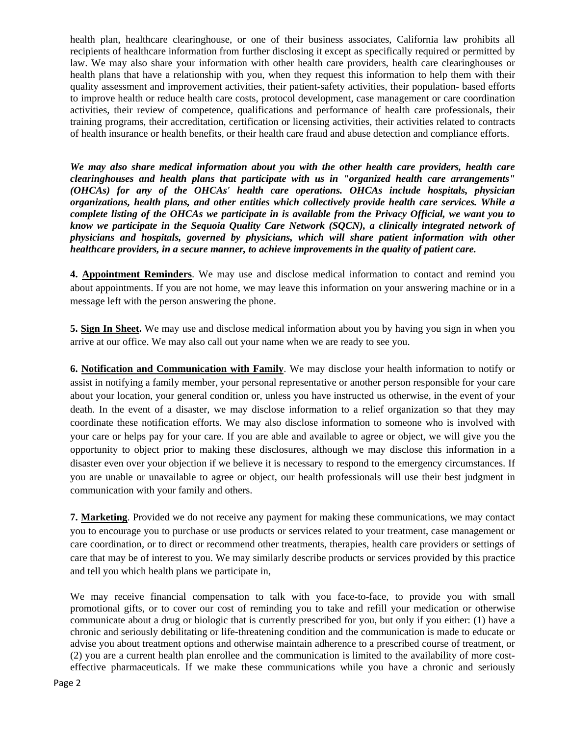health plan, healthcare clearinghouse, or one of their business associates, California law prohibits all recipients of healthcare information from further disclosing it except as specifically required or permitted by law. We may also share your information with other health care providers, health care clearinghouses or health plans that have a relationship with you, when they request this information to help them with their quality assessment and improvement activities, their patient-safety activities, their population- based efforts to improve health or reduce health care costs, protocol development, case management or care coordination activities, their review of competence, qualifications and performance of health care professionals, their training programs, their accreditation, certification or licensing activities, their activities related to contracts of health insurance or health benefits, or their health care fraud and abuse detection and compliance efforts.

***We may also share medical information about you with the other health care providers, health care clearinghouses and health plans that participate with us in "organized health care arrangements" (OHCAs) for any of the OHCAs' health care operations. OHCAs include hospitals, physician organizations, health plans, and other entities which collectively provide health care services. While a complete listing of the OHCAs we participate in is available from the Privacy Official, we want you to know we participate in the Sequoia Quality Care Network (SQCN), a clinically integrated network of physicians and hospitals, governed by physicians, which will share patient information with other healthcare providers, in a secure manner, to achieve improvements in the quality of patient care.***

**4. <u>Appointment Reminders</u>**. We may use and disclose medical information to contact and remind you about appointments. If you are not home, we may leave this information on your answering machine or in a message left with the person answering the phone.

**5. <u>Sign In Sheet</u>.** We may use and disclose medical information about you by having you sign in when you arrive at our office. We may also call out your name when we are ready to see you.

**6. <u>Notification and Communication with Family</u>**. We may disclose your health information to notify or assist in notifying a family member, your personal representative or another person responsible for your care about your location, your general condition or, unless you have instructed us otherwise, in the event of your death. In the event of a disaster, we may disclose information to a relief organization so that they may coordinate these notification efforts. We may also disclose information to someone who is involved with your care or helps pay for your care. If you are able and available to agree or object, we will give you the opportunity to object prior to making these disclosures, although we may disclose this information in a disaster even over your objection if we believe it is necessary to respond to the emergency circumstances. If you are unable or unavailable to agree or object, our health professionals will use their best judgment in communication with your family and others.

**7. <u>Marketing</u>**. Provided we do not receive any payment for making these communications, we may contact you to encourage you to purchase or use products or services related to your treatment, case management or care coordination, or to direct or recommend other treatments, therapies, health care providers or settings of care that may be of interest to you. We may similarly describe products or services provided by this practice and tell you which health plans we participate in,

We may receive financial compensation to talk with you face-to-face, to provide you with small promotional gifts, or to cover our cost of reminding you to take and refill your medication or otherwise communicate about a drug or biologic that is currently prescribed for you, but only if you either: (1) have a chronic and seriously debilitating or life-threatening condition and the communication is made to educate or advise you about treatment options and otherwise maintain adherence to a prescribed course of treatment, or (2) you are a current health plan enrollee and the communication is limited to the availability of more cost-effective pharmaceuticals. If we make these communications while you have a chronic and seriously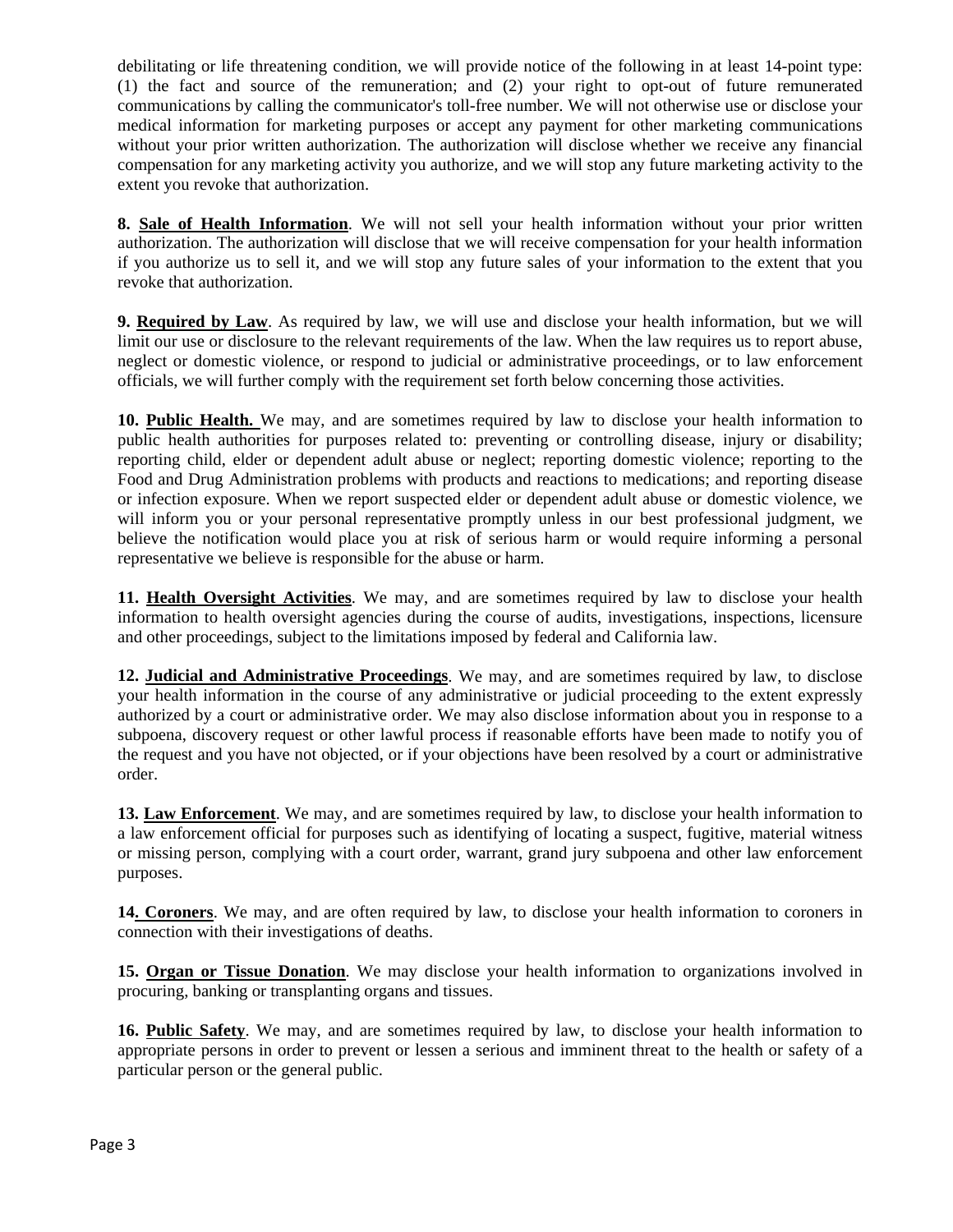debilitating or life threatening condition, we will provide notice of the following in at least 14-point type: (1) the fact and source of the remuneration; and (2) your right to opt-out of future remunerated communications by calling the communicator's toll-free number. We will not otherwise use or disclose your medical information for marketing purposes or accept any payment for other marketing communications without your prior written authorization. The authorization will disclose whether we receive any financial compensation for any marketing activity you authorize, and we will stop any future marketing activity to the extent you revoke that authorization.

**8. Sale of Health Information**. We will not sell your health information without your prior written authorization. The authorization will disclose that we will receive compensation for your health information if you authorize us to sell it, and we will stop any future sales of your information to the extent that you revoke that authorization.

**9. Required by Law**. As required by law, we will use and disclose your health information, but we will limit our use or disclosure to the relevant requirements of the law. When the law requires us to report abuse, neglect or domestic violence, or respond to judicial or administrative proceedings, or to law enforcement officials, we will further comply with the requirement set forth below concerning those activities.

**10. Public Health.** We may, and are sometimes required by law to disclose your health information to public health authorities for purposes related to: preventing or controlling disease, injury or disability; reporting child, elder or dependent adult abuse or neglect; reporting domestic violence; reporting to the Food and Drug Administration problems with products and reactions to medications; and reporting disease or infection exposure. When we report suspected elder or dependent adult abuse or domestic violence, we will inform you or your personal representative promptly unless in our best professional judgment, we believe the notification would place you at risk of serious harm or would require informing a personal representative we believe is responsible for the abuse or harm.

**11. Health Oversight Activities**. We may, and are sometimes required by law to disclose your health information to health oversight agencies during the course of audits, investigations, inspections, licensure and other proceedings, subject to the limitations imposed by federal and California law.

**12. Judicial and Administrative Proceedings**. We may, and are sometimes required by law, to disclose your health information in the course of any administrative or judicial proceeding to the extent expressly authorized by a court or administrative order. We may also disclose information about you in response to a subpoena, discovery request or other lawful process if reasonable efforts have been made to notify you of the request and you have not objected, or if your objections have been resolved by a court or administrative order.

**13. Law Enforcement**. We may, and are sometimes required by law, to disclose your health information to a law enforcement official for purposes such as identifying of locating a suspect, fugitive, material witness or missing person, complying with a court order, warrant, grand jury subpoena and other law enforcement purposes.

**14. Coroners**. We may, and are often required by law, to disclose your health information to coroners in connection with their investigations of deaths.

**15. Organ or Tissue Donation**. We may disclose your health information to organizations involved in procuring, banking or transplanting organs and tissues.

**16. Public Safety**. We may, and are sometimes required by law, to disclose your health information to appropriate persons in order to prevent or lessen a serious and imminent threat to the health or safety of a particular person or the general public.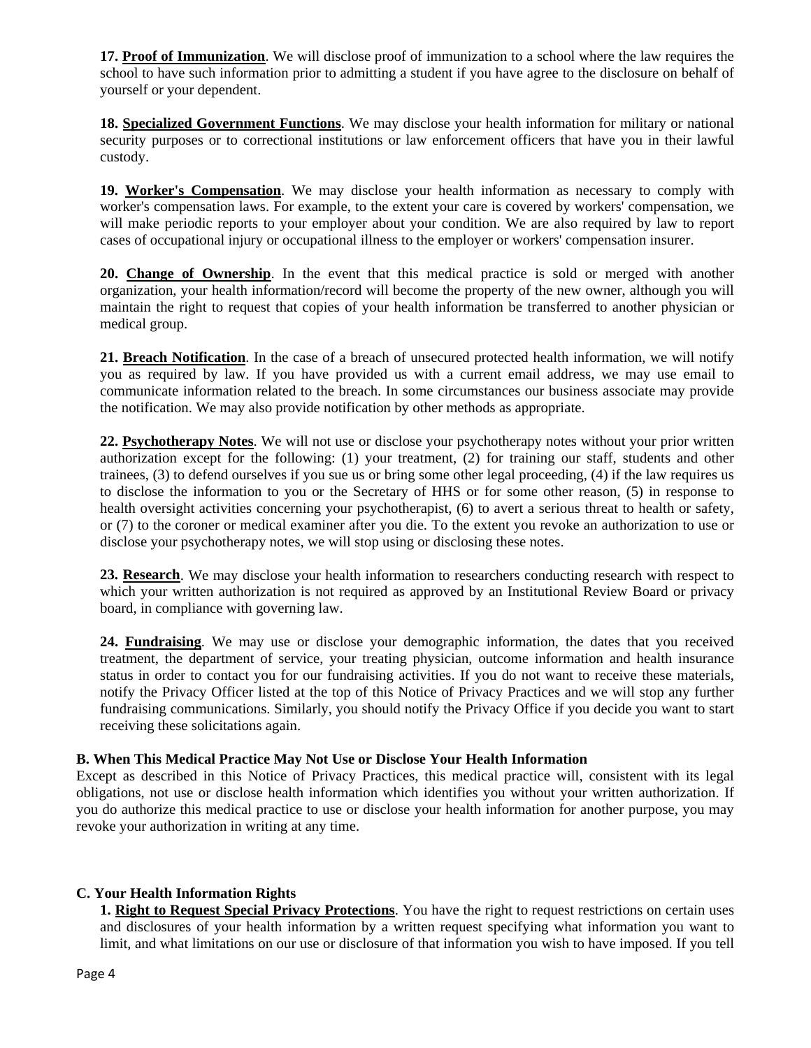**17. Proof of Immunization**. We will disclose proof of immunization to a school where the law requires the school to have such information prior to admitting a student if you have agree to the disclosure on behalf of yourself or your dependent.

**18. Specialized Government Functions**. We may disclose your health information for military or national security purposes or to correctional institutions or law enforcement officers that have you in their lawful custody.

**19. Worker's Compensation**. We may disclose your health information as necessary to comply with worker's compensation laws. For example, to the extent your care is covered by workers' compensation, we will make periodic reports to your employer about your condition. We are also required by law to report cases of occupational injury or occupational illness to the employer or workers' compensation insurer.

**20. Change of Ownership**. In the event that this medical practice is sold or merged with another organization, your health information/record will become the property of the new owner, although you will maintain the right to request that copies of your health information be transferred to another physician or medical group.

**21. Breach Notification**. In the case of a breach of unsecured protected health information, we will notify you as required by law. If you have provided us with a current email address, we may use email to communicate information related to the breach. In some circumstances our business associate may provide the notification. We may also provide notification by other methods as appropriate.

**22. Psychotherapy Notes**. We will not use or disclose your psychotherapy notes without your prior written authorization except for the following: (1) your treatment, (2) for training our staff, students and other trainees, (3) to defend ourselves if you sue us or bring some other legal proceeding, (4) if the law requires us to disclose the information to you or the Secretary of HHS or for some other reason, (5) in response to health oversight activities concerning your psychotherapist, (6) to avert a serious threat to health or safety, or (7) to the coroner or medical examiner after you die. To the extent you revoke an authorization to use or disclose your psychotherapy notes, we will stop using or disclosing these notes.

**23. Research**. We may disclose your health information to researchers conducting research with respect to which your written authorization is not required as approved by an Institutional Review Board or privacy board, in compliance with governing law.

**24. Fundraising**. We may use or disclose your demographic information, the dates that you received treatment, the department of service, your treating physician, outcome information and health insurance status in order to contact you for our fundraising activities. If you do not want to receive these materials, notify the Privacy Officer listed at the top of this Notice of Privacy Practices and we will stop any further fundraising communications. Similarly, you should notify the Privacy Office if you decide you want to start receiving these solicitations again.

### B. When This Medical Practice May Not Use or Disclose Your Health Information

Except as described in this Notice of Privacy Practices, this medical practice will, consistent with its legal obligations, not use or disclose health information which identifies you without your written authorization. If you do authorize this medical practice to use or disclose your health information for another purpose, you may revoke your authorization in writing at any time.

### C. Your Health Information Rights

**1. Right to Request Special Privacy Protections**. You have the right to request restrictions on certain uses and disclosures of your health information by a written request specifying what information you want to limit, and what limitations on our use or disclosure of that information you wish to have imposed. If you tell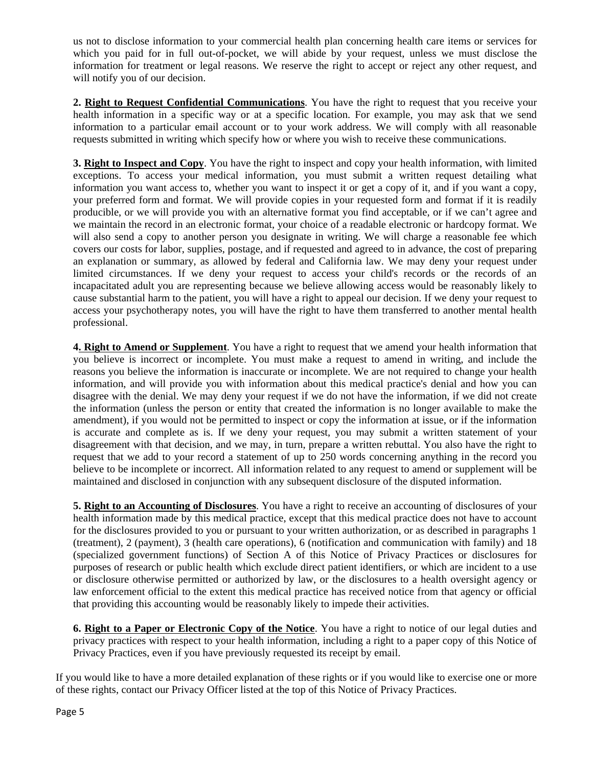us not to disclose information to your commercial health plan concerning health care items or services for which you paid for in full out-of-pocket, we will abide by your request, unless we must disclose the information for treatment or legal reasons. We reserve the right to accept or reject any other request, and will notify you of our decision.

**2. Right to Request Confidential Communications**. You have the right to request that you receive your health information in a specific way or at a specific location. For example, you may ask that we send information to a particular email account or to your work address. We will comply with all reasonable requests submitted in writing which specify how or where you wish to receive these communications.

**3. Right to Inspect and Copy**. You have the right to inspect and copy your health information, with limited exceptions. To access your medical information, you must submit a written request detailing what information you want access to, whether you want to inspect it or get a copy of it, and if you want a copy, your preferred form and format. We will provide copies in your requested form and format if it is readily producible, or we will provide you with an alternative format you find acceptable, or if we can't agree and we maintain the record in an electronic format, your choice of a readable electronic or hardcopy format. We will also send a copy to another person you designate in writing. We will charge a reasonable fee which covers our costs for labor, supplies, postage, and if requested and agreed to in advance, the cost of preparing an explanation or summary, as allowed by federal and California law. We may deny your request under limited circumstances. If we deny your request to access your child's records or the records of an incapacitated adult you are representing because we believe allowing access would be reasonably likely to cause substantial harm to the patient, you will have a right to appeal our decision. If we deny your request to access your psychotherapy notes, you will have the right to have them transferred to another mental health professional.

**4. Right to Amend or Supplement**. You have a right to request that we amend your health information that you believe is incorrect or incomplete. You must make a request to amend in writing, and include the reasons you believe the information is inaccurate or incomplete. We are not required to change your health information, and will provide you with information about this medical practice's denial and how you can disagree with the denial. We may deny your request if we do not have the information, if we did not create the information (unless the person or entity that created the information is no longer available to make the amendment), if you would not be permitted to inspect or copy the information at issue, or if the information is accurate and complete as is. If we deny your request, you may submit a written statement of your disagreement with that decision, and we may, in turn, prepare a written rebuttal. You also have the right to request that we add to your record a statement of up to 250 words concerning anything in the record you believe to be incomplete or incorrect. All information related to any request to amend or supplement will be maintained and disclosed in conjunction with any subsequent disclosure of the disputed information.

**5. Right to an Accounting of Disclosures**. You have a right to receive an accounting of disclosures of your health information made by this medical practice, except that this medical practice does not have to account for the disclosures provided to you or pursuant to your written authorization, or as described in paragraphs 1 (treatment), 2 (payment), 3 (health care operations), 6 (notification and communication with family) and 18 (specialized government functions) of Section A of this Notice of Privacy Practices or disclosures for purposes of research or public health which exclude direct patient identifiers, or which are incident to a use or disclosure otherwise permitted or authorized by law, or the disclosures to a health oversight agency or law enforcement official to the extent this medical practice has received notice from that agency or official that providing this accounting would be reasonably likely to impede their activities.

**6. Right to a Paper or Electronic Copy of the Notice**. You have a right to notice of our legal duties and privacy practices with respect to your health information, including a right to a paper copy of this Notice of Privacy Practices, even if you have previously requested its receipt by email.

If you would like to have a more detailed explanation of these rights or if you would like to exercise one or more of these rights, contact our Privacy Officer listed at the top of this Notice of Privacy Practices.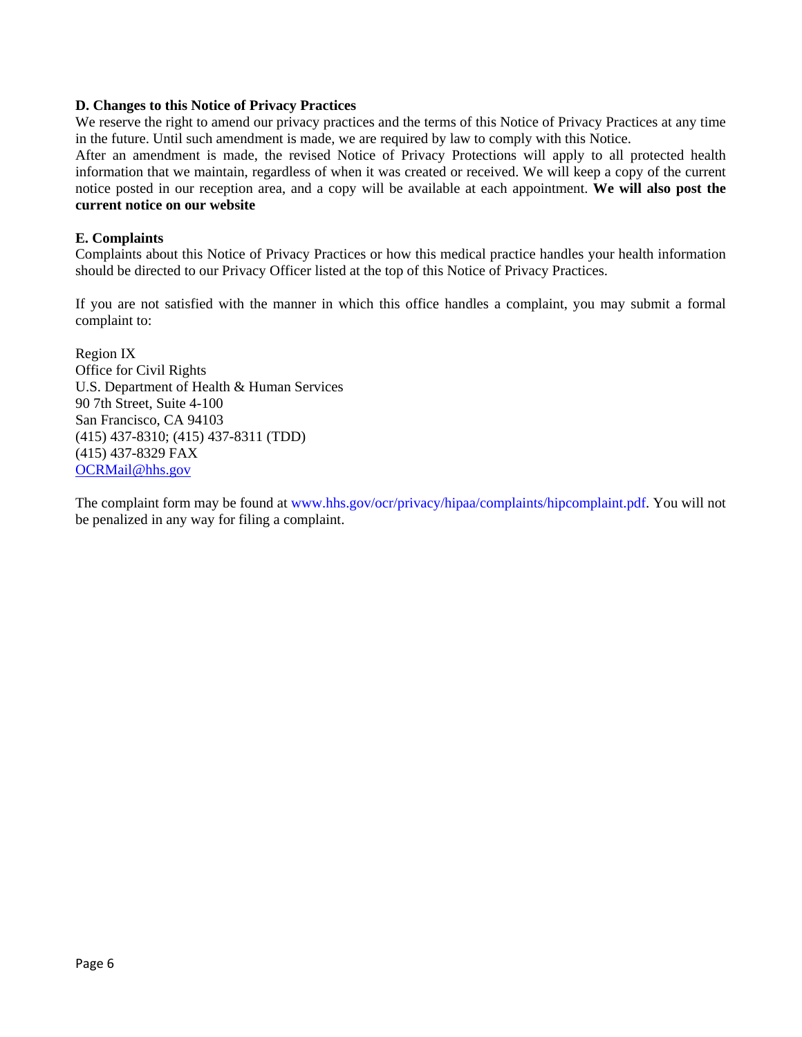**D. Changes to this Notice of Privacy Practices**

We reserve the right to amend our privacy practices and the terms of this Notice of Privacy Practices at any time in the future. Until such amendment is made, we are required by law to comply with this Notice.

After an amendment is made, the revised Notice of Privacy Protections will apply to all protected health information that we maintain, regardless of when it was created or received. We will keep a copy of the current notice posted in our reception area, and a copy will be available at each appointment. **We will also post the current notice on our website**

**E. Complaints**

Complaints about this Notice of Privacy Practices or how this medical practice handles your health information should be directed to our Privacy Officer listed at the top of this Notice of Privacy Practices.

If you are not satisfied with the manner in which this office handles a complaint, you may submit a formal complaint to:

Region IX
Office for Civil Rights
U.S. Department of Health & Human Services
90 7th Street, Suite 4-100
San Francisco, CA 94103
(415) 437-8310; (415) 437-8311 (TDD)
(415) 437-8329 FAX
OCRMail@hhs.gov

The complaint form may be found at www.hhs.gov/ocr/privacy/hipaa/complaints/hipcomplaint.pdf. You will not be penalized in any way for filing a complaint.